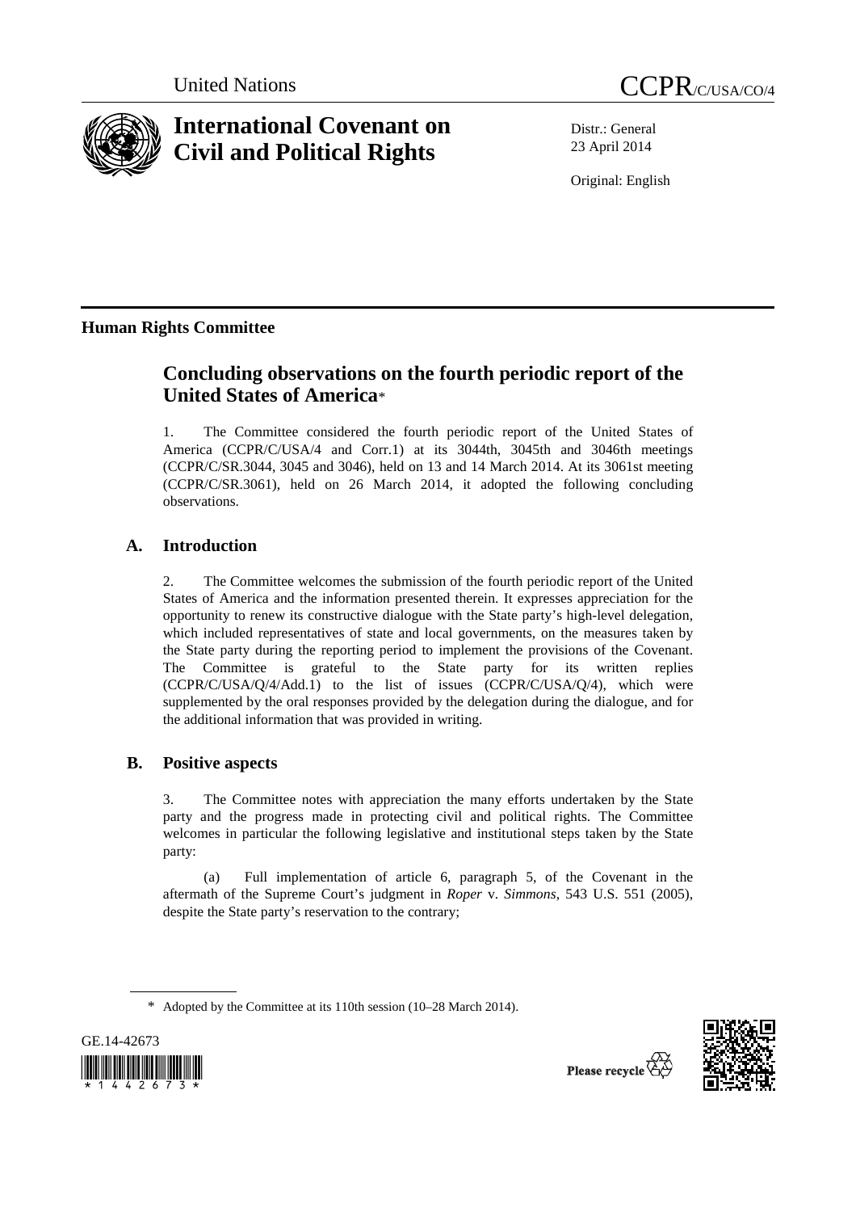United Nations CCPR/C/USA/CO/4

# International Covenant on Civil and Political Rights

Distr.: General
23 April 2014

Original: English

## Human Rights Committee

## Concluding observations on the fourth periodic report of the United States of America*

1. The Committee considered the fourth periodic report of the United States of America (CCPR/C/USA/4 and Corr.1) at its 3044th, 3045th and 3046th meetings (CCPR/C/SR.3044, 3045 and 3046), held on 13 and 14 March 2014. At its 3061st meeting (CCPR/C/SR.3061), held on 26 March 2014, it adopted the following concluding observations.

### A. Introduction

2. The Committee welcomes the submission of the fourth periodic report of the United States of America and the information presented therein. It expresses appreciation for the opportunity to renew its constructive dialogue with the State party's high-level delegation, which included representatives of state and local governments, on the measures taken by the State party during the reporting period to implement the provisions of the Covenant. The Committee is grateful to the State party for its written replies (CCPR/C/USA/Q/4/Add.1) to the list of issues (CCPR/C/USA/Q/4), which were supplemented by the oral responses provided by the delegation during the dialogue, and for the additional information that was provided in writing.

### B. Positive aspects

3. The Committee notes with appreciation the many efforts undertaken by the State party and the progress made in protecting civil and political rights. The Committee welcomes in particular the following legislative and institutional steps taken by the State party:

(a) Full implementation of article 6, paragraph 5, of the Covenant in the aftermath of the Supreme Court's judgment in *Roper* v. *Simmons*, 543 U.S. 551 (2005), despite the State party's reservation to the contrary;

* Adopted by the Committee at its 110th session (10–28 March 2014).

GE.14-42673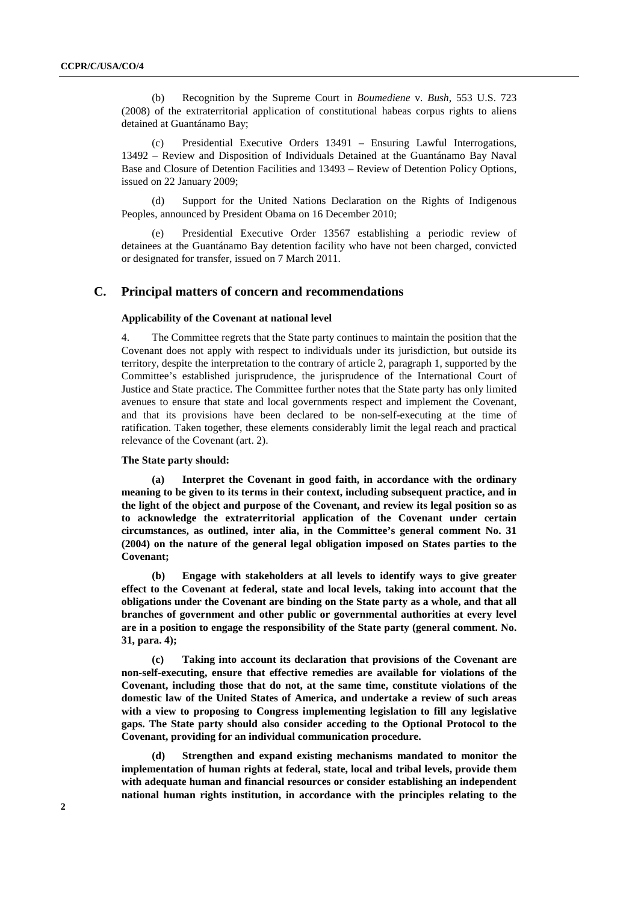(b) Recognition by the Supreme Court in *Boumediene* v. *Bush*, 553 U.S. 723 (2008) of the extraterritorial application of constitutional habeas corpus rights to aliens detained at Guantánamo Bay;

(c) Presidential Executive Orders 13491 – Ensuring Lawful Interrogations, 13492 – Review and Disposition of Individuals Detained at the Guantánamo Bay Naval Base and Closure of Detention Facilities and 13493 – Review of Detention Policy Options, issued on 22 January 2009;

(d) Support for the United Nations Declaration on the Rights of Indigenous Peoples, announced by President Obama on 16 December 2010;

(e) Presidential Executive Order 13567 establishing a periodic review of detainees at the Guantánamo Bay detention facility who have not been charged, convicted or designated for transfer, issued on 7 March 2011.

## C. Principal matters of concern and recommendations

### Applicability of the Covenant at national level

4. The Committee regrets that the State party continues to maintain the position that the Covenant does not apply with respect to individuals under its jurisdiction, but outside its territory, despite the interpretation to the contrary of article 2, paragraph 1, supported by the Committee's established jurisprudence, the jurisprudence of the International Court of Justice and State practice. The Committee further notes that the State party has only limited avenues to ensure that state and local governments respect and implement the Covenant, and that its provisions have been declared to be non-self-executing at the time of ratification. Taken together, these elements considerably limit the legal reach and practical relevance of the Covenant (art. 2).

**The State party should:**

**(a) Interpret the Covenant in good faith, in accordance with the ordinary meaning to be given to its terms in their context, including subsequent practice, and in the light of the object and purpose of the Covenant, and review its legal position so as to acknowledge the extraterritorial application of the Covenant under certain circumstances, as outlined, inter alia, in the Committee's general comment No. 31 (2004) on the nature of the general legal obligation imposed on States parties to the Covenant;**

**(b) Engage with stakeholders at all levels to identify ways to give greater effect to the Covenant at federal, state and local levels, taking into account that the obligations under the Covenant are binding on the State party as a whole, and that all branches of government and other public or governmental authorities at every level are in a position to engage the responsibility of the State party (general comment. No. 31, para. 4);**

**(c) Taking into account its declaration that provisions of the Covenant are non-self-executing, ensure that effective remedies are available for violations of the Covenant, including those that do not, at the same time, constitute violations of the domestic law of the United States of America, and undertake a review of such areas with a view to proposing to Congress implementing legislation to fill any legislative gaps. The State party should also consider acceding to the Optional Protocol to the Covenant, providing for an individual communication procedure.**

**(d) Strengthen and expand existing mechanisms mandated to monitor the implementation of human rights at federal, state, local and tribal levels, provide them with adequate human and financial resources or consider establishing an independent national human rights institution, in accordance with the principles relating to the**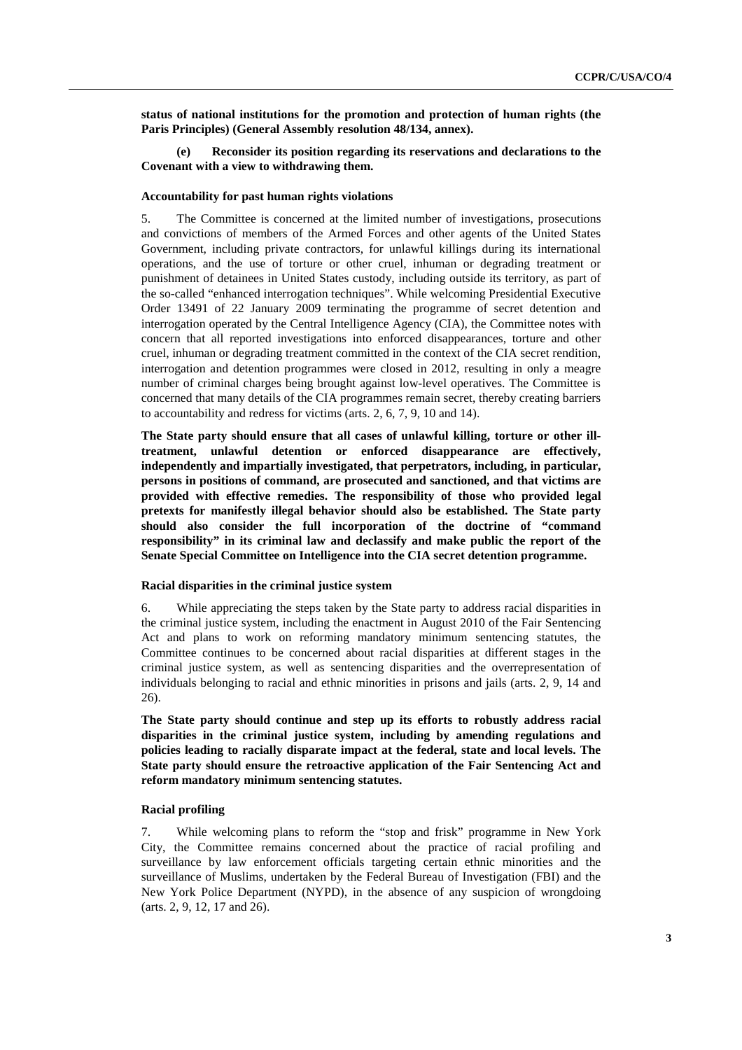**status of national institutions for the promotion and protection of human rights (the Paris Principles) (General Assembly resolution 48/134, annex).**

**(e) Reconsider its position regarding its reservations and declarations to the Covenant with a view to withdrawing them.**

### Accountability for past human rights violations

5. The Committee is concerned at the limited number of investigations, prosecutions and convictions of members of the Armed Forces and other agents of the United States Government, including private contractors, for unlawful killings during its international operations, and the use of torture or other cruel, inhuman or degrading treatment or punishment of detainees in United States custody, including outside its territory, as part of the so-called "enhanced interrogation techniques". While welcoming Presidential Executive Order 13491 of 22 January 2009 terminating the programme of secret detention and interrogation operated by the Central Intelligence Agency (CIA), the Committee notes with concern that all reported investigations into enforced disappearances, torture and other cruel, inhuman or degrading treatment committed in the context of the CIA secret rendition, interrogation and detention programmes were closed in 2012, resulting in only a meagre number of criminal charges being brought against low-level operatives. The Committee is concerned that many details of the CIA programmes remain secret, thereby creating barriers to accountability and redress for victims (arts. 2, 6, 7, 9, 10 and 14).

**The State party should ensure that all cases of unlawful killing, torture or other ill-treatment, unlawful detention or enforced disappearance are effectively, independently and impartially investigated, that perpetrators, including, in particular, persons in positions of command, are prosecuted and sanctioned, and that victims are provided with effective remedies. The responsibility of those who provided legal pretexts for manifestly illegal behavior should also be established. The State party should also consider the full incorporation of the doctrine of "command responsibility" in its criminal law and declassify and make public the report of the Senate Special Committee on Intelligence into the CIA secret detention programme.**

### Racial disparities in the criminal justice system

6. While appreciating the steps taken by the State party to address racial disparities in the criminal justice system, including the enactment in August 2010 of the Fair Sentencing Act and plans to work on reforming mandatory minimum sentencing statutes, the Committee continues to be concerned about racial disparities at different stages in the criminal justice system, as well as sentencing disparities and the overrepresentation of individuals belonging to racial and ethnic minorities in prisons and jails (arts. 2, 9, 14 and 26).

**The State party should continue and step up its efforts to robustly address racial disparities in the criminal justice system, including by amending regulations and policies leading to racially disparate impact at the federal, state and local levels. The State party should ensure the retroactive application of the Fair Sentencing Act and reform mandatory minimum sentencing statutes.**

### Racial profiling

7. While welcoming plans to reform the "stop and frisk" programme in New York City, the Committee remains concerned about the practice of racial profiling and surveillance by law enforcement officials targeting certain ethnic minorities and the surveillance of Muslims, undertaken by the Federal Bureau of Investigation (FBI) and the New York Police Department (NYPD), in the absence of any suspicion of wrongdoing (arts. 2, 9, 12, 17 and 26).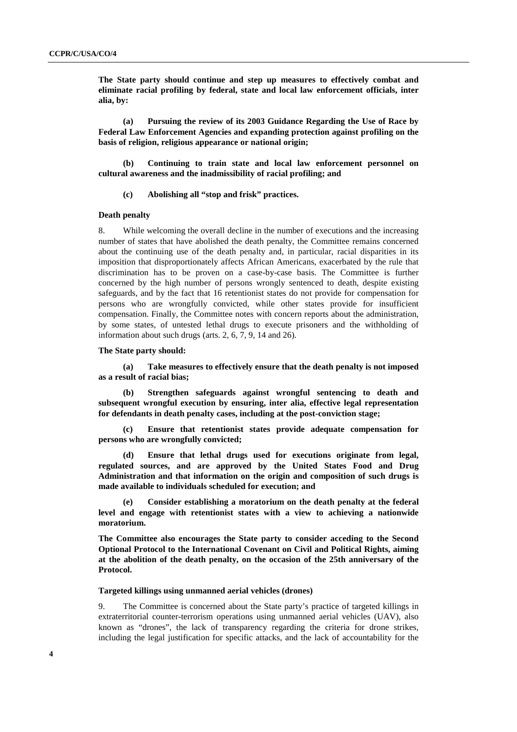**The State party should continue and step up measures to effectively combat and eliminate racial profiling by federal, state and local law enforcement officials, inter alia, by:**

**(a) Pursuing the review of its 2003 Guidance Regarding the Use of Race by Federal Law Enforcement Agencies and expanding protection against profiling on the basis of religion, religious appearance or national origin;**

**(b) Continuing to train state and local law enforcement personnel on cultural awareness and the inadmissibility of racial profiling; and**

**(c) Abolishing all "stop and frisk" practices.**

#### Death penalty

8. While welcoming the overall decline in the number of executions and the increasing number of states that have abolished the death penalty, the Committee remains concerned about the continuing use of the death penalty and, in particular, racial disparities in its imposition that disproportionately affects African Americans, exacerbated by the rule that discrimination has to be proven on a case-by-case basis. The Committee is further concerned by the high number of persons wrongly sentenced to death, despite existing safeguards, and by the fact that 16 retentionist states do not provide for compensation for persons who are wrongfully convicted, while other states provide for insufficient compensation. Finally, the Committee notes with concern reports about the administration, by some states, of untested lethal drugs to execute prisoners and the withholding of information about such drugs (arts. 2, 6, 7, 9, 14 and 26).

**The State party should:**

**(a) Take measures to effectively ensure that the death penalty is not imposed as a result of racial bias;**

**(b) Strengthen safeguards against wrongful sentencing to death and subsequent wrongful execution by ensuring, inter alia, effective legal representation for defendants in death penalty cases, including at the post-conviction stage;**

**(c) Ensure that retentionist states provide adequate compensation for persons who are wrongfully convicted;**

**(d) Ensure that lethal drugs used for executions originate from legal, regulated sources, and are approved by the United States Food and Drug Administration and that information on the origin and composition of such drugs is made available to individuals scheduled for execution; and**

**(e) Consider establishing a moratorium on the death penalty at the federal level and engage with retentionist states with a view to achieving a nationwide moratorium.**

**The Committee also encourages the State party to consider acceding to the Second Optional Protocol to the International Covenant on Civil and Political Rights, aiming at the abolition of the death penalty, on the occasion of the 25th anniversary of the Protocol.**

#### Targeted killings using unmanned aerial vehicles (drones)

9. The Committee is concerned about the State party's practice of targeted killings in extraterritorial counter-terrorism operations using unmanned aerial vehicles (UAV), also known as "drones", the lack of transparency regarding the criteria for drone strikes, including the legal justification for specific attacks, and the lack of accountability for the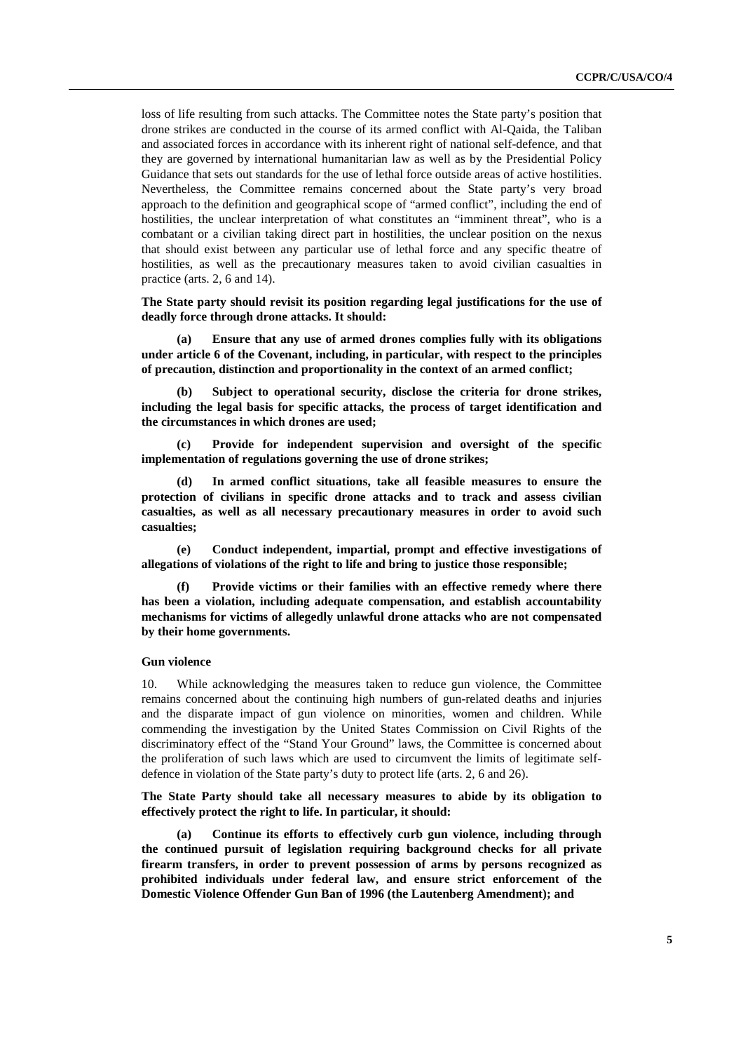loss of life resulting from such attacks. The Committee notes the State party's position that drone strikes are conducted in the course of its armed conflict with Al-Qaida, the Taliban and associated forces in accordance with its inherent right of national self-defence, and that they are governed by international humanitarian law as well as by the Presidential Policy Guidance that sets out standards for the use of lethal force outside areas of active hostilities. Nevertheless, the Committee remains concerned about the State party's very broad approach to the definition and geographical scope of "armed conflict", including the end of hostilities, the unclear interpretation of what constitutes an "imminent threat", who is a combatant or a civilian taking direct part in hostilities, the unclear position on the nexus that should exist between any particular use of lethal force and any specific theatre of hostilities, as well as the precautionary measures taken to avoid civilian casualties in practice (arts. 2, 6 and 14).

**The State party should revisit its position regarding legal justifications for the use of deadly force through drone attacks. It should:**

**(a) Ensure that any use of armed drones complies fully with its obligations under article 6 of the Covenant, including, in particular, with respect to the principles of precaution, distinction and proportionality in the context of an armed conflict;**

**(b) Subject to operational security, disclose the criteria for drone strikes, including the legal basis for specific attacks, the process of target identification and the circumstances in which drones are used;**

**(c) Provide for independent supervision and oversight of the specific implementation of regulations governing the use of drone strikes;**

**(d) In armed conflict situations, take all feasible measures to ensure the protection of civilians in specific drone attacks and to track and assess civilian casualties, as well as all necessary precautionary measures in order to avoid such casualties;**

**(e) Conduct independent, impartial, prompt and effective investigations of allegations of violations of the right to life and bring to justice those responsible;**

**(f) Provide victims or their families with an effective remedy where there has been a violation, including adequate compensation, and establish accountability mechanisms for victims of allegedly unlawful drone attacks who are not compensated by their home governments.**

#### Gun violence

10. While acknowledging the measures taken to reduce gun violence, the Committee remains concerned about the continuing high numbers of gun-related deaths and injuries and the disparate impact of gun violence on minorities, women and children. While commending the investigation by the United States Commission on Civil Rights of the discriminatory effect of the "Stand Your Ground" laws, the Committee is concerned about the proliferation of such laws which are used to circumvent the limits of legitimate self-defence in violation of the State party's duty to protect life (arts. 2, 6 and 26).

**The State Party should take all necessary measures to abide by its obligation to effectively protect the right to life. In particular, it should:**

**(a) Continue its efforts to effectively curb gun violence, including through the continued pursuit of legislation requiring background checks for all private firearm transfers, in order to prevent possession of arms by persons recognized as prohibited individuals under federal law, and ensure strict enforcement of the Domestic Violence Offender Gun Ban of 1996 (the Lautenberg Amendment); and**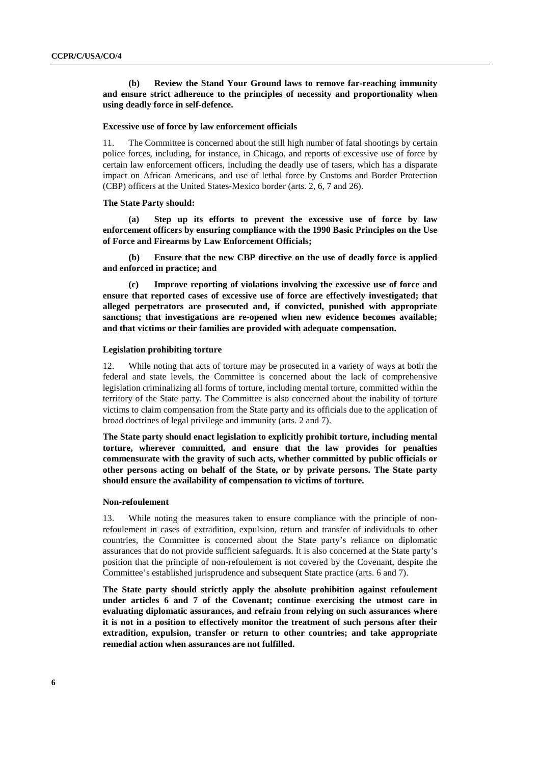**(b) Review the Stand Your Ground laws to remove far-reaching immunity and ensure strict adherence to the principles of necessity and proportionality when using deadly force in self-defence.**

#### Excessive use of force by law enforcement officials

11. The Committee is concerned about the still high number of fatal shootings by certain police forces, including, for instance, in Chicago, and reports of excessive use of force by certain law enforcement officers, including the deadly use of tasers, which has a disparate impact on African Americans, and use of lethal force by Customs and Border Protection (CBP) officers at the United States-Mexico border (arts. 2, 6, 7 and 26).

**The State Party should:**

**(a) Step up its efforts to prevent the excessive use of force by law enforcement officers by ensuring compliance with the 1990 Basic Principles on the Use of Force and Firearms by Law Enforcement Officials;**

**(b) Ensure that the new CBP directive on the use of deadly force is applied and enforced in practice; and**

**(c) Improve reporting of violations involving the excessive use of force and ensure that reported cases of excessive use of force are effectively investigated; that alleged perpetrators are prosecuted and, if convicted, punished with appropriate sanctions; that investigations are re-opened when new evidence becomes available; and that victims or their families are provided with adequate compensation.**

#### Legislation prohibiting torture

12. While noting that acts of torture may be prosecuted in a variety of ways at both the federal and state levels, the Committee is concerned about the lack of comprehensive legislation criminalizing all forms of torture, including mental torture, committed within the territory of the State party. The Committee is also concerned about the inability of torture victims to claim compensation from the State party and its officials due to the application of broad doctrines of legal privilege and immunity (arts. 2 and 7).

**The State party should enact legislation to explicitly prohibit torture, including mental torture, wherever committed, and ensure that the law provides for penalties commensurate with the gravity of such acts, whether committed by public officials or other persons acting on behalf of the State, or by private persons. The State party should ensure the availability of compensation to victims of torture.**

#### Non-refoulement

13. While noting the measures taken to ensure compliance with the principle of non-refoulement in cases of extradition, expulsion, return and transfer of individuals to other countries, the Committee is concerned about the State party's reliance on diplomatic assurances that do not provide sufficient safeguards. It is also concerned at the State party's position that the principle of non-refoulement is not covered by the Covenant, despite the Committee's established jurisprudence and subsequent State practice (arts. 6 and 7).

**The State party should strictly apply the absolute prohibition against refoulement under articles 6 and 7 of the Covenant; continue exercising the utmost care in evaluating diplomatic assurances, and refrain from relying on such assurances where it is not in a position to effectively monitor the treatment of such persons after their extradition, expulsion, transfer or return to other countries; and take appropriate remedial action when assurances are not fulfilled.**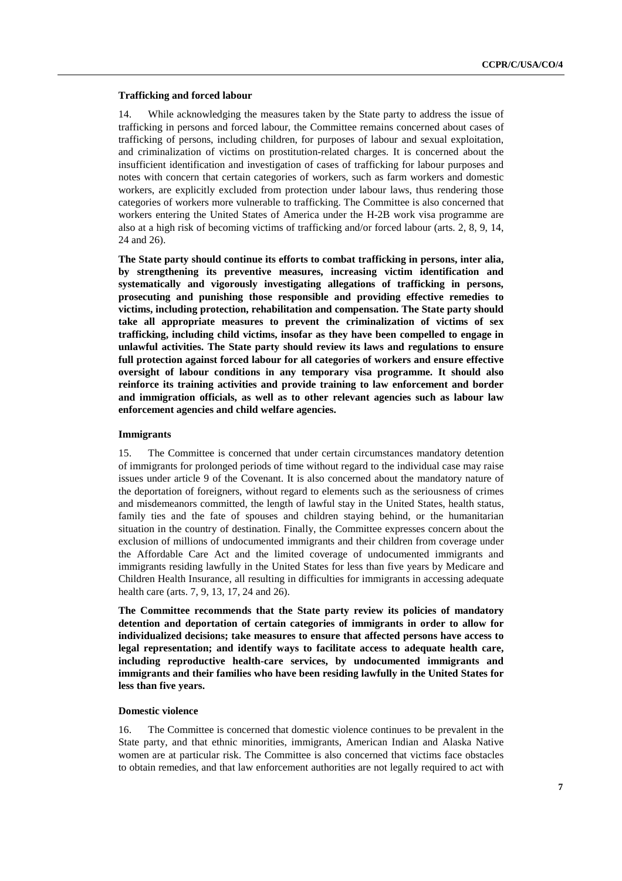### Trafficking and forced labour

14. While acknowledging the measures taken by the State party to address the issue of trafficking in persons and forced labour, the Committee remains concerned about cases of trafficking of persons, including children, for purposes of labour and sexual exploitation, and criminalization of victims on prostitution-related charges. It is concerned about the insufficient identification and investigation of cases of trafficking for labour purposes and notes with concern that certain categories of workers, such as farm workers and domestic workers, are explicitly excluded from protection under labour laws, thus rendering those categories of workers more vulnerable to trafficking. The Committee is also concerned that workers entering the United States of America under the H-2B work visa programme are also at a high risk of becoming victims of trafficking and/or forced labour (arts. 2, 8, 9, 14, 24 and 26).

**The State party should continue its efforts to combat trafficking in persons, inter alia, by strengthening its preventive measures, increasing victim identification and systematically and vigorously investigating allegations of trafficking in persons, prosecuting and punishing those responsible and providing effective remedies to victims, including protection, rehabilitation and compensation. The State party should take all appropriate measures to prevent the criminalization of victims of sex trafficking, including child victims, insofar as they have been compelled to engage in unlawful activities. The State party should review its laws and regulations to ensure full protection against forced labour for all categories of workers and ensure effective oversight of labour conditions in any temporary visa programme. It should also reinforce its training activities and provide training to law enforcement and border and immigration officials, as well as to other relevant agencies such as labour law enforcement agencies and child welfare agencies.**

### Immigrants

15. The Committee is concerned that under certain circumstances mandatory detention of immigrants for prolonged periods of time without regard to the individual case may raise issues under article 9 of the Covenant. It is also concerned about the mandatory nature of the deportation of foreigners, without regard to elements such as the seriousness of crimes and misdemeanors committed, the length of lawful stay in the United States, health status, family ties and the fate of spouses and children staying behind, or the humanitarian situation in the country of destination. Finally, the Committee expresses concern about the exclusion of millions of undocumented immigrants and their children from coverage under the Affordable Care Act and the limited coverage of undocumented immigrants and immigrants residing lawfully in the United States for less than five years by Medicare and Children Health Insurance, all resulting in difficulties for immigrants in accessing adequate health care (arts. 7, 9, 13, 17, 24 and 26).

**The Committee recommends that the State party review its policies of mandatory detention and deportation of certain categories of immigrants in order to allow for individualized decisions; take measures to ensure that affected persons have access to legal representation; and identify ways to facilitate access to adequate health care, including reproductive health-care services, by undocumented immigrants and immigrants and their families who have been residing lawfully in the United States for less than five years.**

### Domestic violence

16. The Committee is concerned that domestic violence continues to be prevalent in the State party, and that ethnic minorities, immigrants, American Indian and Alaska Native women are at particular risk. The Committee is also concerned that victims face obstacles to obtain remedies, and that law enforcement authorities are not legally required to act with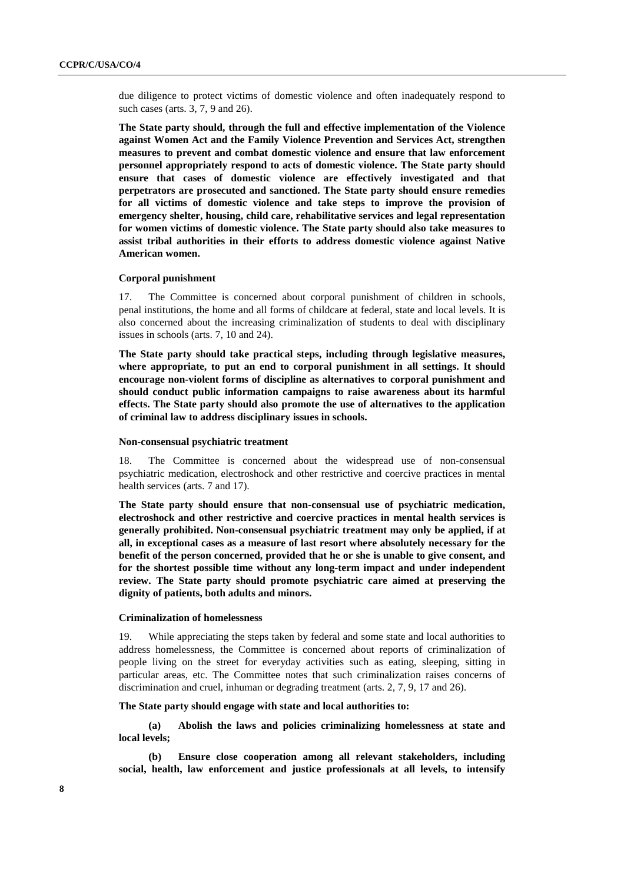due diligence to protect victims of domestic violence and often inadequately respond to such cases (arts. 3, 7, 9 and 26).

**The State party should, through the full and effective implementation of the Violence against Women Act and the Family Violence Prevention and Services Act, strengthen measures to prevent and combat domestic violence and ensure that law enforcement personnel appropriately respond to acts of domestic violence. The State party should ensure that cases of domestic violence are effectively investigated and that perpetrators are prosecuted and sanctioned. The State party should ensure remedies for all victims of domestic violence and take steps to improve the provision of emergency shelter, housing, child care, rehabilitative services and legal representation for women victims of domestic violence. The State party should also take measures to assist tribal authorities in their efforts to address domestic violence against Native American women.**

#### Corporal punishment

17. The Committee is concerned about corporal punishment of children in schools, penal institutions, the home and all forms of childcare at federal, state and local levels. It is also concerned about the increasing criminalization of students to deal with disciplinary issues in schools (arts. 7, 10 and 24).

**The State party should take practical steps, including through legislative measures, where appropriate, to put an end to corporal punishment in all settings. It should encourage non-violent forms of discipline as alternatives to corporal punishment and should conduct public information campaigns to raise awareness about its harmful effects. The State party should also promote the use of alternatives to the application of criminal law to address disciplinary issues in schools.**

#### Non-consensual psychiatric treatment

18. The Committee is concerned about the widespread use of non-consensual psychiatric medication, electroshock and other restrictive and coercive practices in mental health services (arts. 7 and 17).

**The State party should ensure that non-consensual use of psychiatric medication, electroshock and other restrictive and coercive practices in mental health services is generally prohibited. Non-consensual psychiatric treatment may only be applied, if at all, in exceptional cases as a measure of last resort where absolutely necessary for the benefit of the person concerned, provided that he or she is unable to give consent, and for the shortest possible time without any long-term impact and under independent review. The State party should promote psychiatric care aimed at preserving the dignity of patients, both adults and minors.**

#### Criminalization of homelessness

19. While appreciating the steps taken by federal and some state and local authorities to address homelessness, the Committee is concerned about reports of criminalization of people living on the street for everyday activities such as eating, sleeping, sitting in particular areas, etc. The Committee notes that such criminalization raises concerns of discrimination and cruel, inhuman or degrading treatment (arts. 2, 7, 9, 17 and 26).

**The State party should engage with state and local authorities to:**

**(a) Abolish the laws and policies criminalizing homelessness at state and local levels;**

**(b) Ensure close cooperation among all relevant stakeholders, including social, health, law enforcement and justice professionals at all levels, to intensify**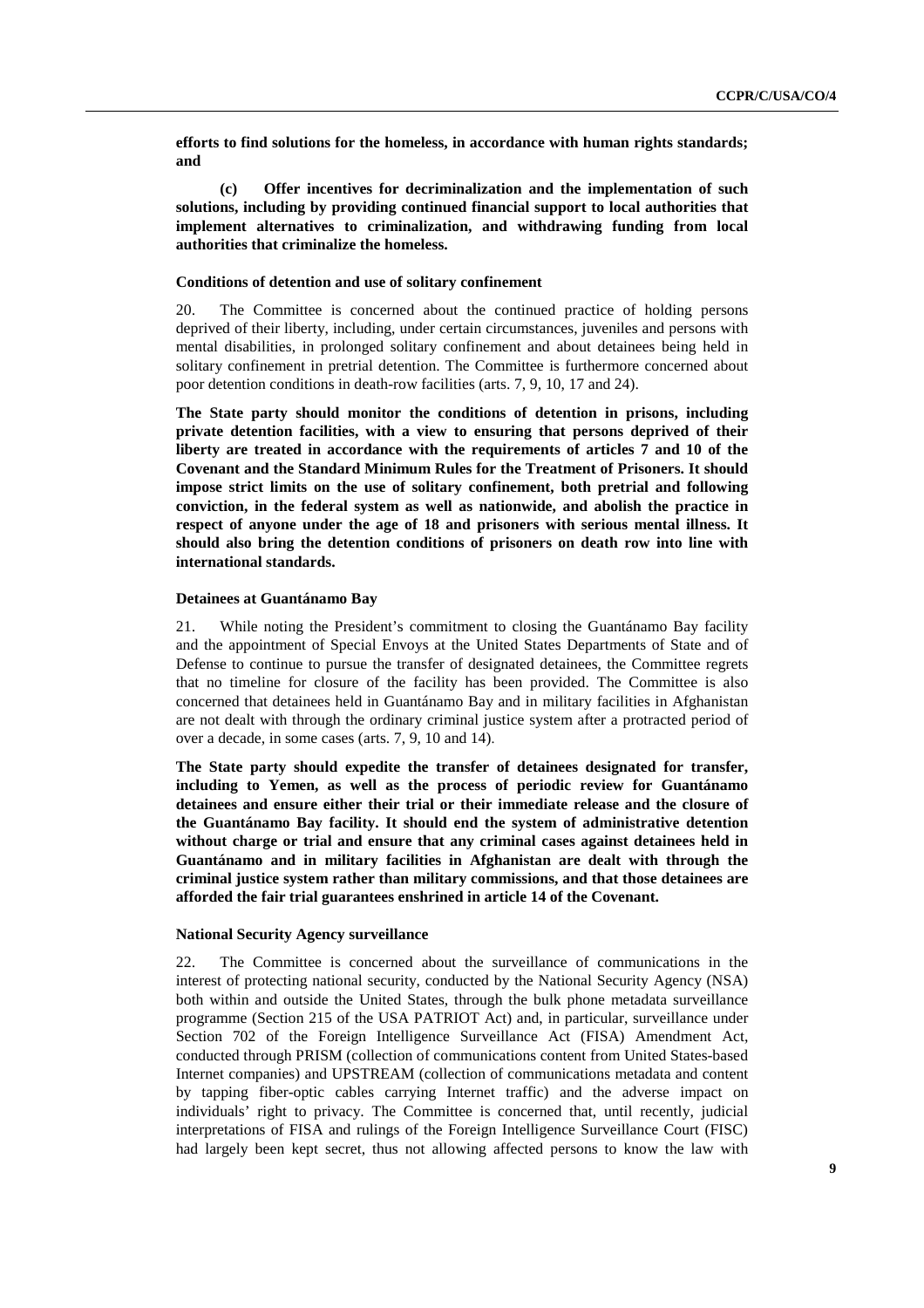**efforts to find solutions for the homeless, in accordance with human rights standards; and**

**(c) Offer incentives for decriminalization and the implementation of such solutions, including by providing continued financial support to local authorities that implement alternatives to criminalization, and withdrawing funding from local authorities that criminalize the homeless.**

#### Conditions of detention and use of solitary confinement

20. The Committee is concerned about the continued practice of holding persons deprived of their liberty, including, under certain circumstances, juveniles and persons with mental disabilities, in prolonged solitary confinement and about detainees being held in solitary confinement in pretrial detention. The Committee is furthermore concerned about poor detention conditions in death-row facilities (arts. 7, 9, 10, 17 and 24).

**The State party should monitor the conditions of detention in prisons, including private detention facilities, with a view to ensuring that persons deprived of their liberty are treated in accordance with the requirements of articles 7 and 10 of the Covenant and the Standard Minimum Rules for the Treatment of Prisoners. It should impose strict limits on the use of solitary confinement, both pretrial and following conviction, in the federal system as well as nationwide, and abolish the practice in respect of anyone under the age of 18 and prisoners with serious mental illness. It should also bring the detention conditions of prisoners on death row into line with international standards.**

#### Detainees at Guantánamo Bay

21. While noting the President's commitment to closing the Guantánamo Bay facility and the appointment of Special Envoys at the United States Departments of State and of Defense to continue to pursue the transfer of designated detainees, the Committee regrets that no timeline for closure of the facility has been provided. The Committee is also concerned that detainees held in Guantánamo Bay and in military facilities in Afghanistan are not dealt with through the ordinary criminal justice system after a protracted period of over a decade, in some cases (arts. 7, 9, 10 and 14).

**The State party should expedite the transfer of detainees designated for transfer, including to Yemen, as well as the process of periodic review for Guantánamo detainees and ensure either their trial or their immediate release and the closure of the Guantánamo Bay facility. It should end the system of administrative detention without charge or trial and ensure that any criminal cases against detainees held in Guantánamo and in military facilities in Afghanistan are dealt with through the criminal justice system rather than military commissions, and that those detainees are afforded the fair trial guarantees enshrined in article 14 of the Covenant.**

#### National Security Agency surveillance

22. The Committee is concerned about the surveillance of communications in the interest of protecting national security, conducted by the National Security Agency (NSA) both within and outside the United States, through the bulk phone metadata surveillance programme (Section 215 of the USA PATRIOT Act) and, in particular, surveillance under Section 702 of the Foreign Intelligence Surveillance Act (FISA) Amendment Act, conducted through PRISM (collection of communications content from United States-based Internet companies) and UPSTREAM (collection of communications metadata and content by tapping fiber-optic cables carrying Internet traffic) and the adverse impact on individuals' right to privacy. The Committee is concerned that, until recently, judicial interpretations of FISA and rulings of the Foreign Intelligence Surveillance Court (FISC) had largely been kept secret, thus not allowing affected persons to know the law with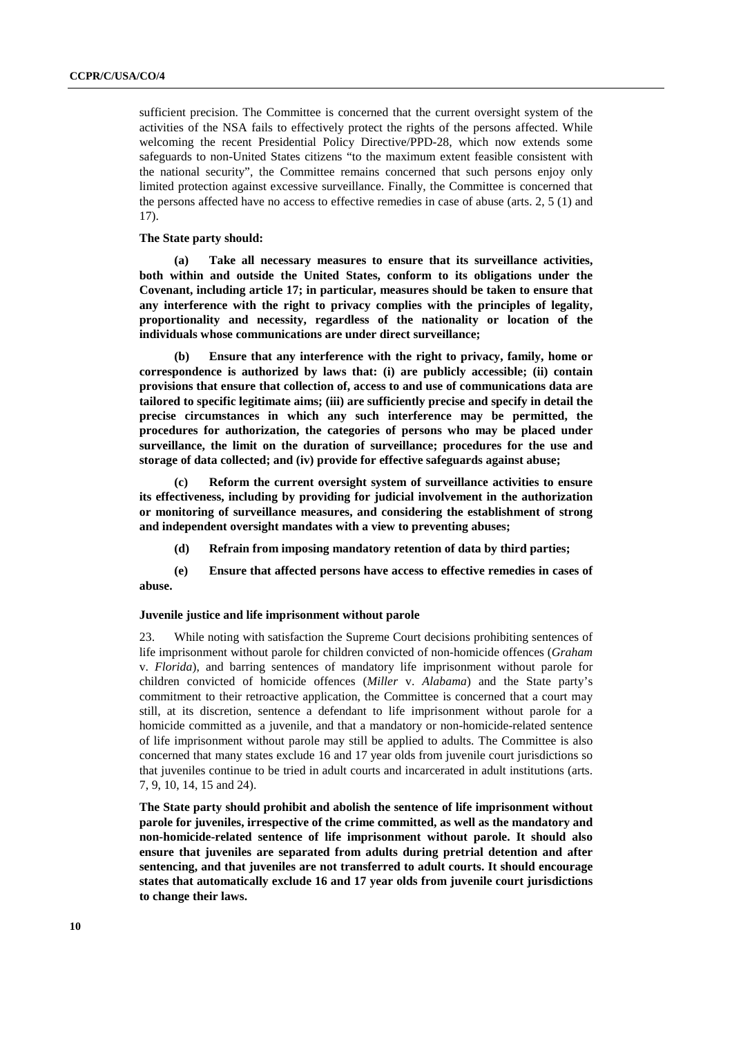sufficient precision. The Committee is concerned that the current oversight system of the activities of the NSA fails to effectively protect the rights of the persons affected. While welcoming the recent Presidential Policy Directive/PPD-28, which now extends some safeguards to non-United States citizens "to the maximum extent feasible consistent with the national security", the Committee remains concerned that such persons enjoy only limited protection against excessive surveillance. Finally, the Committee is concerned that the persons affected have no access to effective remedies in case of abuse (arts. 2, 5 (1) and 17).

**The State party should:**

**(a) Take all necessary measures to ensure that its surveillance activities, both within and outside the United States, conform to its obligations under the Covenant, including article 17; in particular, measures should be taken to ensure that any interference with the right to privacy complies with the principles of legality, proportionality and necessity, regardless of the nationality or location of the individuals whose communications are under direct surveillance;**

**(b) Ensure that any interference with the right to privacy, family, home or correspondence is authorized by laws that: (i) are publicly accessible; (ii) contain provisions that ensure that collection of, access to and use of communications data are tailored to specific legitimate aims; (iii) are sufficiently precise and specify in detail the precise circumstances in which any such interference may be permitted, the procedures for authorization, the categories of persons who may be placed under surveillance, the limit on the duration of surveillance; procedures for the use and storage of data collected; and (iv) provide for effective safeguards against abuse;**

**(c) Reform the current oversight system of surveillance activities to ensure its effectiveness, including by providing for judicial involvement in the authorization or monitoring of surveillance measures, and considering the establishment of strong and independent oversight mandates with a view to preventing abuses;**

**(d) Refrain from imposing mandatory retention of data by third parties;**

**(e) Ensure that affected persons have access to effective remedies in cases of abuse.**

#### Juvenile justice and life imprisonment without parole

23. While noting with satisfaction the Supreme Court decisions prohibiting sentences of life imprisonment without parole for children convicted of non-homicide offences (*Graham* v. *Florida*), and barring sentences of mandatory life imprisonment without parole for children convicted of homicide offences (*Miller* v. *Alabama*) and the State party's commitment to their retroactive application, the Committee is concerned that a court may still, at its discretion, sentence a defendant to life imprisonment without parole for a homicide committed as a juvenile, and that a mandatory or non-homicide-related sentence of life imprisonment without parole may still be applied to adults. The Committee is also concerned that many states exclude 16 and 17 year olds from juvenile court jurisdictions so that juveniles continue to be tried in adult courts and incarcerated in adult institutions (arts. 7, 9, 10, 14, 15 and 24).

**The State party should prohibit and abolish the sentence of life imprisonment without parole for juveniles, irrespective of the crime committed, as well as the mandatory and non-homicide-related sentence of life imprisonment without parole. It should also ensure that juveniles are separated from adults during pretrial detention and after sentencing, and that juveniles are not transferred to adult courts. It should encourage states that automatically exclude 16 and 17 year olds from juvenile court jurisdictions to change their laws.**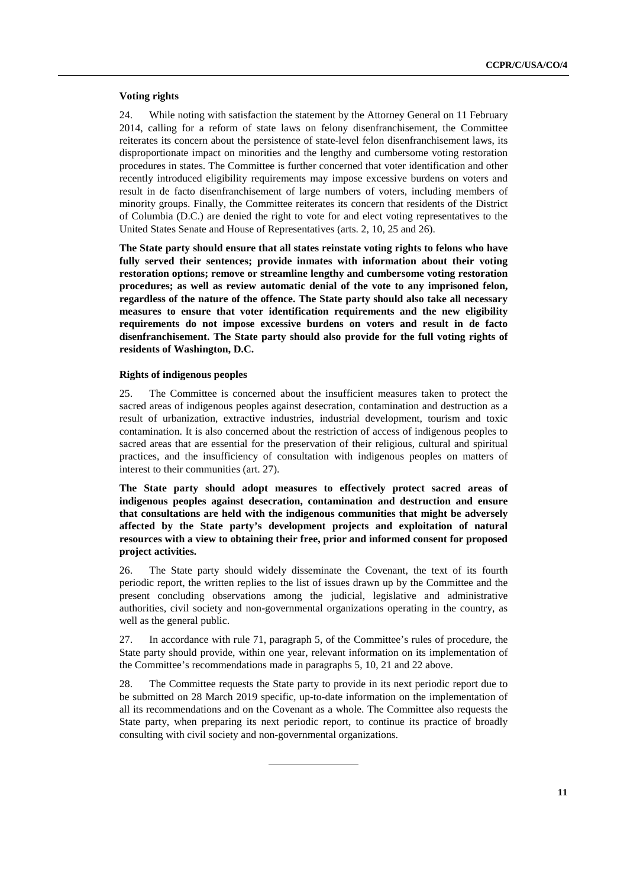### Voting rights

24. While noting with satisfaction the statement by the Attorney General on 11 February 2014, calling for a reform of state laws on felony disenfranchisement, the Committee reiterates its concern about the persistence of state-level felon disenfranchisement laws, its disproportionate impact on minorities and the lengthy and cumbersome voting restoration procedures in states. The Committee is further concerned that voter identification and other recently introduced eligibility requirements may impose excessive burdens on voters and result in de facto disenfranchisement of large numbers of voters, including members of minority groups. Finally, the Committee reiterates its concern that residents of the District of Columbia (D.C.) are denied the right to vote for and elect voting representatives to the United States Senate and House of Representatives (arts. 2, 10, 25 and 26).

**The State party should ensure that all states reinstate voting rights to felons who have fully served their sentences; provide inmates with information about their voting restoration options; remove or streamline lengthy and cumbersome voting restoration procedures; as well as review automatic denial of the vote to any imprisoned felon, regardless of the nature of the offence. The State party should also take all necessary measures to ensure that voter identification requirements and the new eligibility requirements do not impose excessive burdens on voters and result in de facto disenfranchisement. The State party should also provide for the full voting rights of residents of Washington, D.C.**

### Rights of indigenous peoples

25. The Committee is concerned about the insufficient measures taken to protect the sacred areas of indigenous peoples against desecration, contamination and destruction as a result of urbanization, extractive industries, industrial development, tourism and toxic contamination. It is also concerned about the restriction of access of indigenous peoples to sacred areas that are essential for the preservation of their religious, cultural and spiritual practices, and the insufficiency of consultation with indigenous peoples on matters of interest to their communities (art. 27).

**The State party should adopt measures to effectively protect sacred areas of indigenous peoples against desecration, contamination and destruction and ensure that consultations are held with the indigenous communities that might be adversely affected by the State party's development projects and exploitation of natural resources with a view to obtaining their free, prior and informed consent for proposed project activities.**

26. The State party should widely disseminate the Covenant, the text of its fourth periodic report, the written replies to the list of issues drawn up by the Committee and the present concluding observations among the judicial, legislative and administrative authorities, civil society and non-governmental organizations operating in the country, as well as the general public.

27. In accordance with rule 71, paragraph 5, of the Committee's rules of procedure, the State party should provide, within one year, relevant information on its implementation of the Committee's recommendations made in paragraphs 5, 10, 21 and 22 above.

28. The Committee requests the State party to provide in its next periodic report due to be submitted on 28 March 2019 specific, up-to-date information on the implementation of all its recommendations and on the Covenant as a whole. The Committee also requests the State party, when preparing its next periodic report, to continue its practice of broadly consulting with civil society and non-governmental organizations.